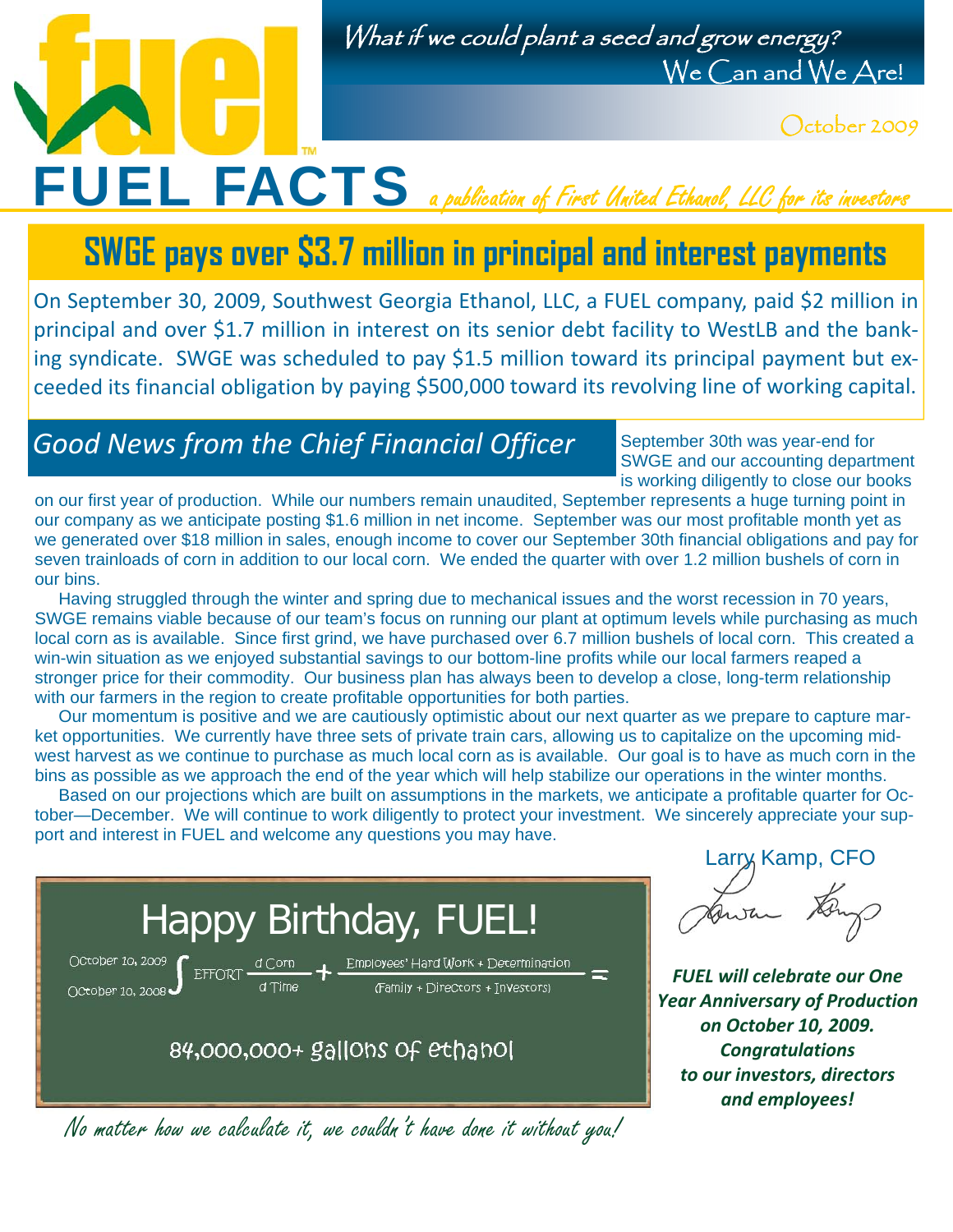fuel™

*What if we could plant a seed and grow energy?*
We Can and We Are!

October 2009

# FUEL FACTS

*a publication of First United Ethanol, LLC for its investors*

## SWGE pays over $3.7 million in principal and interest payments

On September 30, 2009, Southwest Georgia Ethanol, LLC, a FUEL company, paid $2 million in principal and over $1.7 million in interest on its senior debt facility to WestLB and the banking syndicate. SWGE was scheduled to pay $1.5 million toward its principal payment but exceeded its financial obligation by paying $500,000 toward its revolving line of working capital.

## *Good News from the Chief Financial Officer*

September 30th was year-end for SWGE and our accounting department is working diligently to close our books on our first year of production. While our numbers remain unaudited, September represents a huge turning point in our company as we anticipate posting $1.6 million in net income. September was our most profitable month yet as we generated over $18 million in sales, enough income to cover our September 30th financial obligations and pay for seven trainloads of corn in addition to our local corn. We ended the quarter with over 1.2 million bushels of corn in our bins.

Having struggled through the winter and spring due to mechanical issues and the worst recession in 70 years, SWGE remains viable because of our team's focus on running our plant at optimum levels while purchasing as much local corn as is available. Since first grind, we have purchased over 6.7 million bushels of local corn. This created a win-win situation as we enjoyed substantial savings to our bottom-line profits while our local farmers reaped a stronger price for their commodity. Our business plan has always been to develop a close, long-term relationship with our farmers in the region to create profitable opportunities for both parties.

Our momentum is positive and we are cautiously optimistic about our next quarter as we prepare to capture market opportunities. We currently have three sets of private train cars, allowing us to capitalize on the upcoming midwest harvest as we continue to purchase as much local corn as is available. Our goal is to have as much corn in the bins as possible as we approach the end of the year which will help stabilize our operations in the winter months.

Based on our projections which are built on assumptions in the markets, we anticipate a profitable quarter for October—December. We will continue to work diligently to protect your investment. We sincerely appreciate your support and interest in FUEL and welcome any questions you may have.

Larry Kamp, CFO

## Happy Birthday, FUEL!

$$\int_{\text{October 10, 2008}}^{\text{October 10, 2009}} \text{EFFORT}\,\frac{d\,\text{Corn}}{d\,\text{Time}} + \frac{\text{Employees' Hard Work + Determination}}{\text{(Family + Directors + Investors)}} =$$

84,000,000+ gallons of ethanol

*No matter how we calculate it, we couldn't have done it without you!*

***FUEL will celebrate our One Year Anniversary of Production on October 10, 2009. Congratulations to our investors, directors and employees!***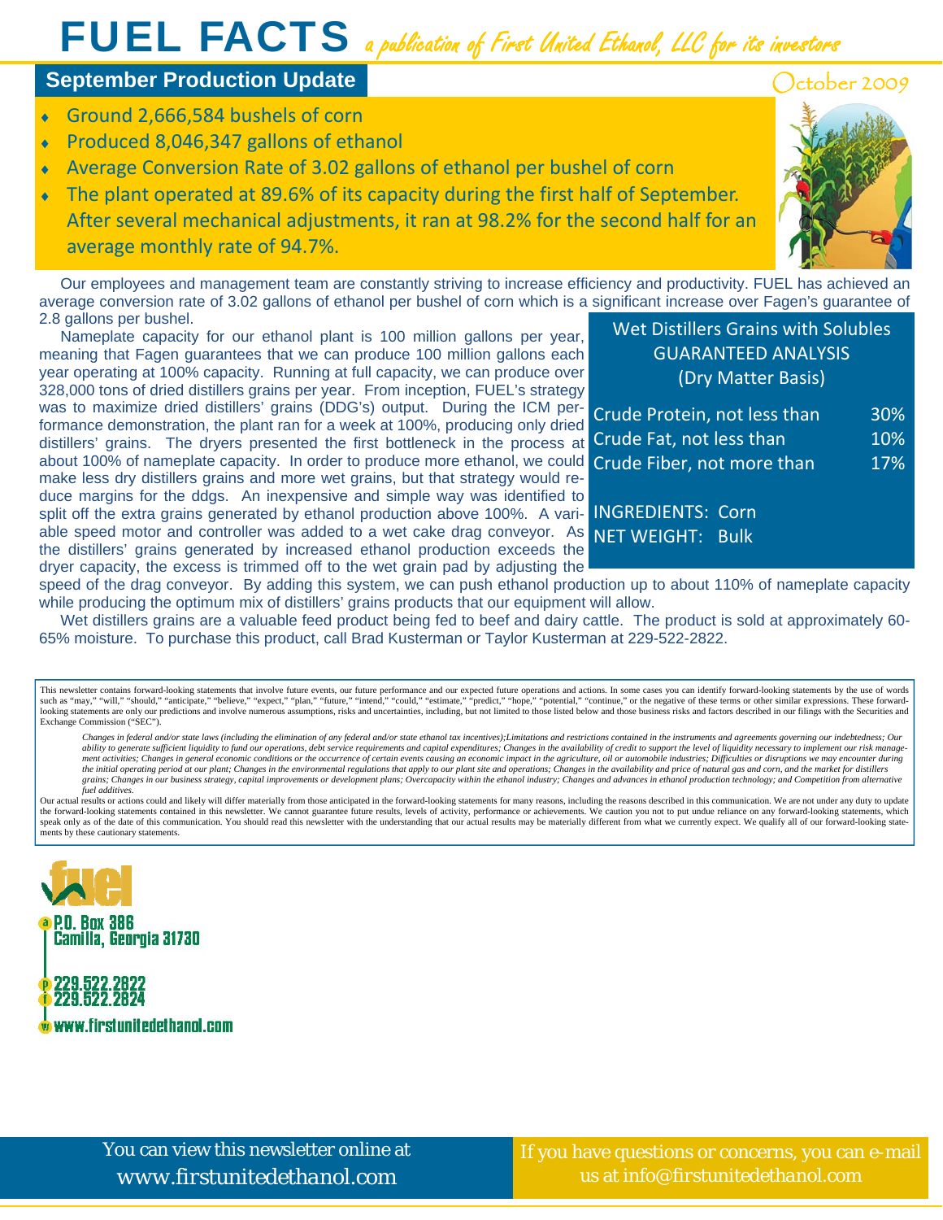# FUEL FACTS *a publication of First United Ethanol, LLC for its investors*

## September Production Update

October 2009

- Ground 2,666,584 bushels of corn
- Produced 8,046,347 gallons of ethanol
- Average Conversion Rate of 3.02 gallons of ethanol per bushel of corn
- The plant operated at 89.6% of its capacity during the first half of September. After several mechanical adjustments, it ran at 98.2% for the second half for an average monthly rate of 94.7%.

Our employees and management team are constantly striving to increase efficiency and productivity. FUEL has achieved an average conversion rate of 3.02 gallons of ethanol per bushel of corn which is a significant increase over Fagen's guarantee of 2.8 gallons per bushel.

Nameplate capacity for our ethanol plant is 100 million gallons per year, meaning that Fagen guarantees that we can produce 100 million gallons each year operating at 100% capacity. Running at full capacity, we can produce over 328,000 tons of dried distillers grains per year. From inception, FUEL's strategy was to maximize dried distillers' grains (DDG's) output. During the ICM performance demonstration, the plant ran for a week at 100%, producing only dried distillers' grains. The dryers presented the first bottleneck in the process at about 100% of nameplate capacity. In order to produce more ethanol, we could make less dry distillers grains and more wet grains, but that strategy would reduce margins for the ddgs. An inexpensive and simple way was identified to split off the extra grains generated by ethanol production above 100%. A variable speed motor and controller was added to a wet cake drag conveyor. As the distillers' grains generated by increased ethanol production exceeds the dryer capacity, the excess is trimmed off to the wet grain pad by adjusting the speed of the drag conveyor. By adding this system, we can push ethanol production up to about 110% of nameplate capacity while producing the optimum mix of distillers' grains products that our equipment will allow.

**Wet Distillers Grains with Solubles**
**GUARANTEED ANALYSIS**
**(Dry Matter Basis)**

| | |
|---|---|
| Crude Protein, not less than | 30% |
| Crude Fat, not less than | 10% |
| Crude Fiber, not more than | 17% |

INGREDIENTS: Corn
NET WEIGHT: Bulk

Wet distillers grains are a valuable feed product being fed to beef and dairy cattle. The product is sold at approximately 60-65% moisture. To purchase this product, call Brad Kusterman or Taylor Kusterman at 229-522-2822.

This newsletter contains forward-looking statements that involve future events, our future performance and our expected future operations and actions. In some cases you can identify forward-looking statements by the use of words such as "may," "will," "should," "anticipate," "believe," "expect," "plan," "future," "intend," "could," "estimate," "predict," "hope," "potential," "continue," or the negative of these terms or other similar expressions. These forward-looking statements are only our predictions and involve numerous assumptions, risks and uncertainties, including, but not limited to those listed below and those business risks and factors described in our filings with the Securities and Exchange Commission ("SEC").

*Changes in federal and/or state laws (including the elimination of any federal and/or state ethanol tax incentives);Limitations and restrictions contained in the instruments and agreements governing our indebtedness; Our ability to generate sufficient liquidity to fund our operations, debt service requirements and capital expenditures; Changes in the availability of credit to support the level of liquidity necessary to implement our risk management activities; Changes in general economic conditions or the occurrence of certain events causing an economic impact in the agriculture, oil or automobile industries; Difficulties or disruptions we may encounter during the initial operating period at our plant; Changes in the environmental regulations that apply to our plant site and operations; Changes in the availability and price of natural gas and corn, and the market for distillers grains; Changes in our business strategy, capital improvements or development plans; Overcapacity within the ethanol industry; Changes and advances in ethanol production technology; and Competition from alternative fuel additives.*

Our actual results or actions could and likely will differ materially from those anticipated in the forward-looking statements for many reasons, including the reasons described in this communication. We are not under any duty to update the forward-looking statements contained in this newsletter. We cannot guarantee future results, levels of activity, performance or achievements. We caution you not to put undue reliance on any forward-looking statements, which speak only as of the date of this communication. You should read this newsletter with the understanding that our actual results may be materially different from what we currently expect. We qualify all of our forward-looking statements by these cautionary statements.

fuel

a P.O. Box 386
Camilla, Georgia 31730

p 229.522.2822
f 229.522.2824

w www.firstunitedethanol.com

You can view this newsletter online at www.firstunitedethanol.com

If you have questions or concerns, you can e-mail us at info@firstunitedethanol.com